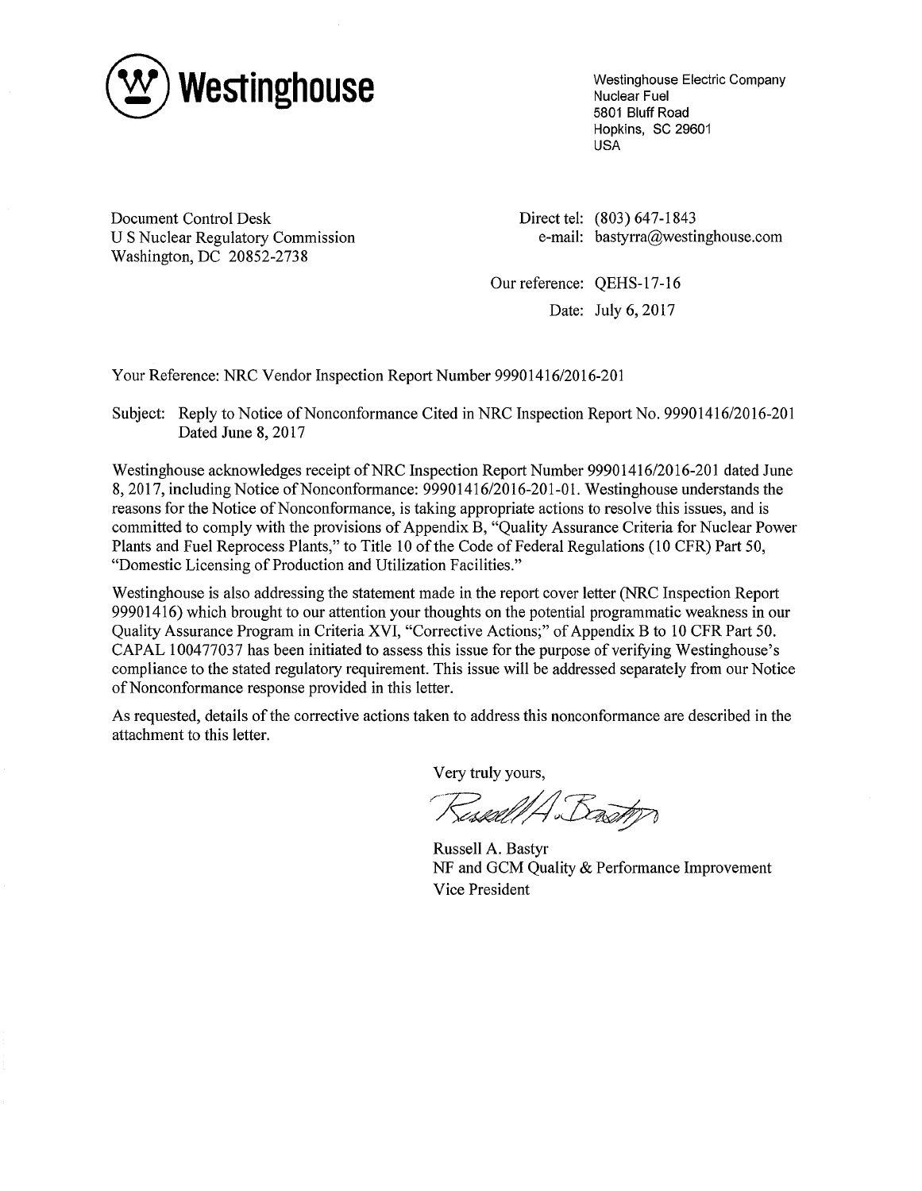Westinghouse

Westinghouse Electric Company
Nuclear Fuel
5801 Bluff Road
Hopkins, SC 29601
USA

Document Control Desk
U S Nuclear Regulatory Commission
Washington, DC 20852-2738

Direct tel: (803) 647-1843
e-mail: bastyrra@westinghouse.com

Our reference: QEHS-17-16

Date: July 6, 2017

Your Reference: NRC Vendor Inspection Report Number 99901416/2016-201

Subject: Reply to Notice of Nonconformance Cited in NRC Inspection Report No. 99901416/2016-201 Dated June 8, 2017

Westinghouse acknowledges receipt of NRC Inspection Report Number 99901416/2016-201 dated June 8, 2017, including Notice of Nonconformance: 99901416/2016-201-01. Westinghouse understands the reasons for the Notice of Nonconformance, is taking appropriate actions to resolve this issues, and is committed to comply with the provisions of Appendix B, "Quality Assurance Criteria for Nuclear Power Plants and Fuel Reprocess Plants," to Title 10 of the Code of Federal Regulations (10 CFR) Part 50, "Domestic Licensing of Production and Utilization Facilities."

Westinghouse is also addressing the statement made in the report cover letter (NRC Inspection Report 99901416) which brought to our attention your thoughts on the potential programmatic weakness in our Quality Assurance Program in Criteria XVI, "Corrective Actions;" of Appendix B to 10 CFR Part 50. CAPAL 100477037 has been initiated to assess this issue for the purpose of verifying Westinghouse's compliance to the stated regulatory requirement. This issue will be addressed separately from our Notice of Nonconformance response provided in this letter.

As requested, details of the corrective actions taken to address this nonconformance are described in the attachment to this letter.

Very truly yours,

Russell A. Bastyr

Russell A. Bastyr
NF and GCM Quality & Performance Improvement
Vice President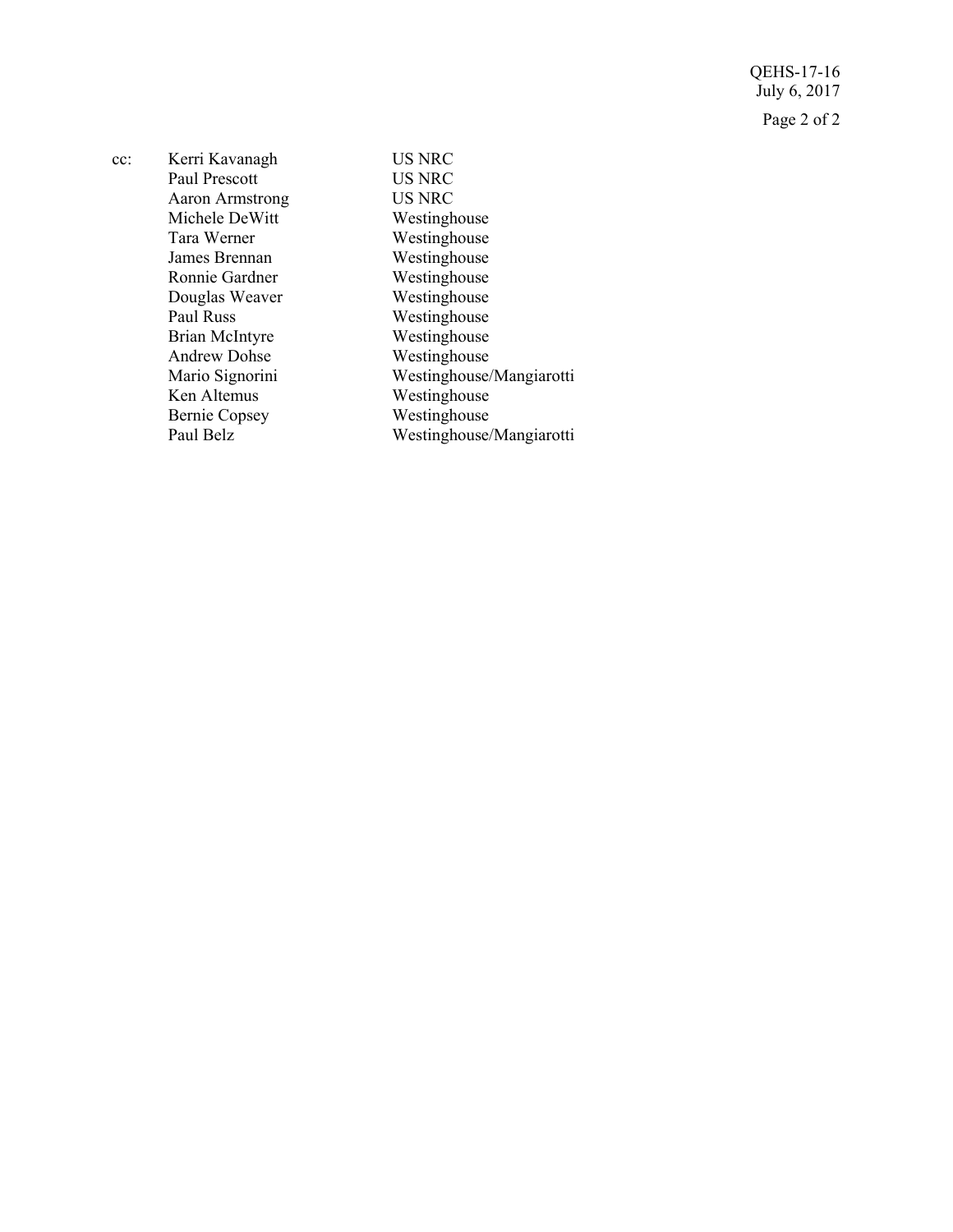QEHS-17-16
July 6, 2017

cc:

| Name | Organization |
| --- | --- |
| Kerri Kavanagh | US NRC |
| Paul Prescott | US NRC |
| Aaron Armstrong | US NRC |
| Michele DeWitt | Westinghouse |
| Tara Werner | Westinghouse |
| James Brennan | Westinghouse |
| Ronnie Gardner | Westinghouse |
| Douglas Weaver | Westinghouse |
| Paul Russ | Westinghouse |
| Brian McIntyre | Westinghouse |
| Andrew Dohse | Westinghouse |
| Mario Signorini | Westinghouse/Mangiarotti |
| Ken Altemus | Westinghouse |
| Bernie Copsey | Westinghouse |
| Paul Belz | Westinghouse/Mangiarotti |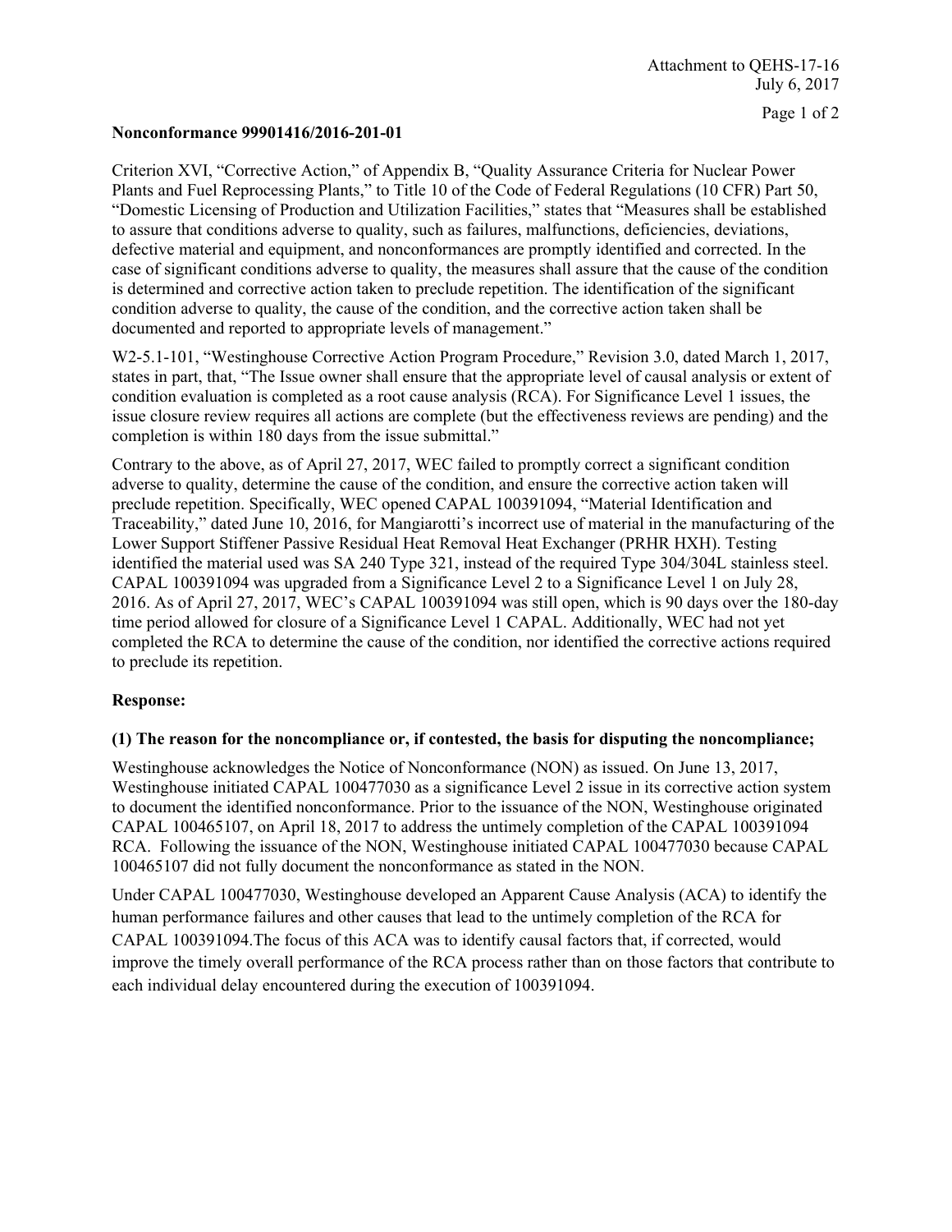**Nonconformance 99901416/2016-201-01**

Criterion XVI, "Corrective Action," of Appendix B, "Quality Assurance Criteria for Nuclear Power Plants and Fuel Reprocessing Plants," to Title 10 of the Code of Federal Regulations (10 CFR) Part 50, "Domestic Licensing of Production and Utilization Facilities," states that "Measures shall be established to assure that conditions adverse to quality, such as failures, malfunctions, deficiencies, deviations, defective material and equipment, and nonconformances are promptly identified and corrected. In the case of significant conditions adverse to quality, the measures shall assure that the cause of the condition is determined and corrective action taken to preclude repetition. The identification of the significant condition adverse to quality, the cause of the condition, and the corrective action taken shall be documented and reported to appropriate levels of management."

W2-5.1-101, "Westinghouse Corrective Action Program Procedure," Revision 3.0, dated March 1, 2017, states in part, that, "The Issue owner shall ensure that the appropriate level of causal analysis or extent of condition evaluation is completed as a root cause analysis (RCA). For Significance Level 1 issues, the issue closure review requires all actions are complete (but the effectiveness reviews are pending) and the completion is within 180 days from the issue submittal."

Contrary to the above, as of April 27, 2017, WEC failed to promptly correct a significant condition adverse to quality, determine the cause of the condition, and ensure the corrective action taken will preclude repetition. Specifically, WEC opened CAPAL 100391094, "Material Identification and Traceability," dated June 10, 2016, for Mangiarotti's incorrect use of material in the manufacturing of the Lower Support Stiffener Passive Residual Heat Removal Heat Exchanger (PRHR HXH). Testing identified the material used was SA 240 Type 321, instead of the required Type 304/304L stainless steel. CAPAL 100391094 was upgraded from a Significance Level 2 to a Significance Level 1 on July 28, 2016. As of April 27, 2017, WEC's CAPAL 100391094 was still open, which is 90 days over the 180-day time period allowed for closure of a Significance Level 1 CAPAL. Additionally, WEC had not yet completed the RCA to determine the cause of the condition, nor identified the corrective actions required to preclude its repetition.

**Response:**

**(1) The reason for the noncompliance or, if contested, the basis for disputing the noncompliance;**

Westinghouse acknowledges the Notice of Nonconformance (NON) as issued. On June 13, 2017, Westinghouse initiated CAPAL 100477030 as a significance Level 2 issue in its corrective action system to document the identified nonconformance. Prior to the issuance of the NON, Westinghouse originated CAPAL 100465107, on April 18, 2017 to address the untimely completion of the CAPAL 100391094 RCA. Following the issuance of the NON, Westinghouse initiated CAPAL 100477030 because CAPAL 100465107 did not fully document the nonconformance as stated in the NON.

Under CAPAL 100477030, Westinghouse developed an Apparent Cause Analysis (ACA) to identify the human performance failures and other causes that lead to the untimely completion of the RCA for CAPAL 100391094.The focus of this ACA was to identify causal factors that, if corrected, would improve the timely overall performance of the RCA process rather than on those factors that contribute to each individual delay encountered during the execution of 100391094.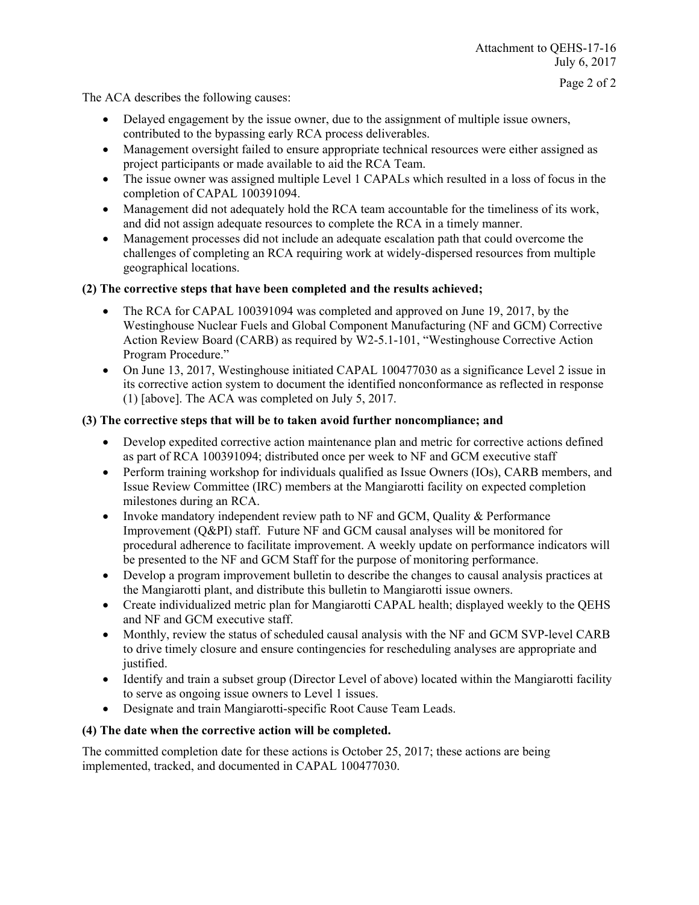The ACA describes the following causes:

- Delayed engagement by the issue owner, due to the assignment of multiple issue owners, contributed to the bypassing early RCA process deliverables.
- Management oversight failed to ensure appropriate technical resources were either assigned as project participants or made available to aid the RCA Team.
- The issue owner was assigned multiple Level 1 CAPALs which resulted in a loss of focus in the completion of CAPAL 100391094.
- Management did not adequately hold the RCA team accountable for the timeliness of its work, and did not assign adequate resources to complete the RCA in a timely manner.
- Management processes did not include an adequate escalation path that could overcome the challenges of completing an RCA requiring work at widely-dispersed resources from multiple geographical locations.

**(2) The corrective steps that have been completed and the results achieved;**

- The RCA for CAPAL 100391094 was completed and approved on June 19, 2017, by the Westinghouse Nuclear Fuels and Global Component Manufacturing (NF and GCM) Corrective Action Review Board (CARB) as required by W2-5.1-101, "Westinghouse Corrective Action Program Procedure."
- On June 13, 2017, Westinghouse initiated CAPAL 100477030 as a significance Level 2 issue in its corrective action system to document the identified nonconformance as reflected in response (1) [above]. The ACA was completed on July 5, 2017.

**(3) The corrective steps that will be to taken avoid further noncompliance; and**

- Develop expedited corrective action maintenance plan and metric for corrective actions defined as part of RCA 100391094; distributed once per week to NF and GCM executive staff
- Perform training workshop for individuals qualified as Issue Owners (IOs), CARB members, and Issue Review Committee (IRC) members at the Mangiarotti facility on expected completion milestones during an RCA.
- Invoke mandatory independent review path to NF and GCM, Quality & Performance Improvement (Q&PI) staff. Future NF and GCM causal analyses will be monitored for procedural adherence to facilitate improvement. A weekly update on performance indicators will be presented to the NF and GCM Staff for the purpose of monitoring performance.
- Develop a program improvement bulletin to describe the changes to causal analysis practices at the Mangiarotti plant, and distribute this bulletin to Mangiarotti issue owners.
- Create individualized metric plan for Mangiarotti CAPAL health; displayed weekly to the QEHS and NF and GCM executive staff.
- Monthly, review the status of scheduled causal analysis with the NF and GCM SVP-level CARB to drive timely closure and ensure contingencies for rescheduling analyses are appropriate and justified.
- Identify and train a subset group (Director Level of above) located within the Mangiarotti facility to serve as ongoing issue owners to Level 1 issues.
- Designate and train Mangiarotti-specific Root Cause Team Leads.

**(4) The date when the corrective action will be completed.**

The committed completion date for these actions is October 25, 2017; these actions are being implemented, tracked, and documented in CAPAL 100477030.